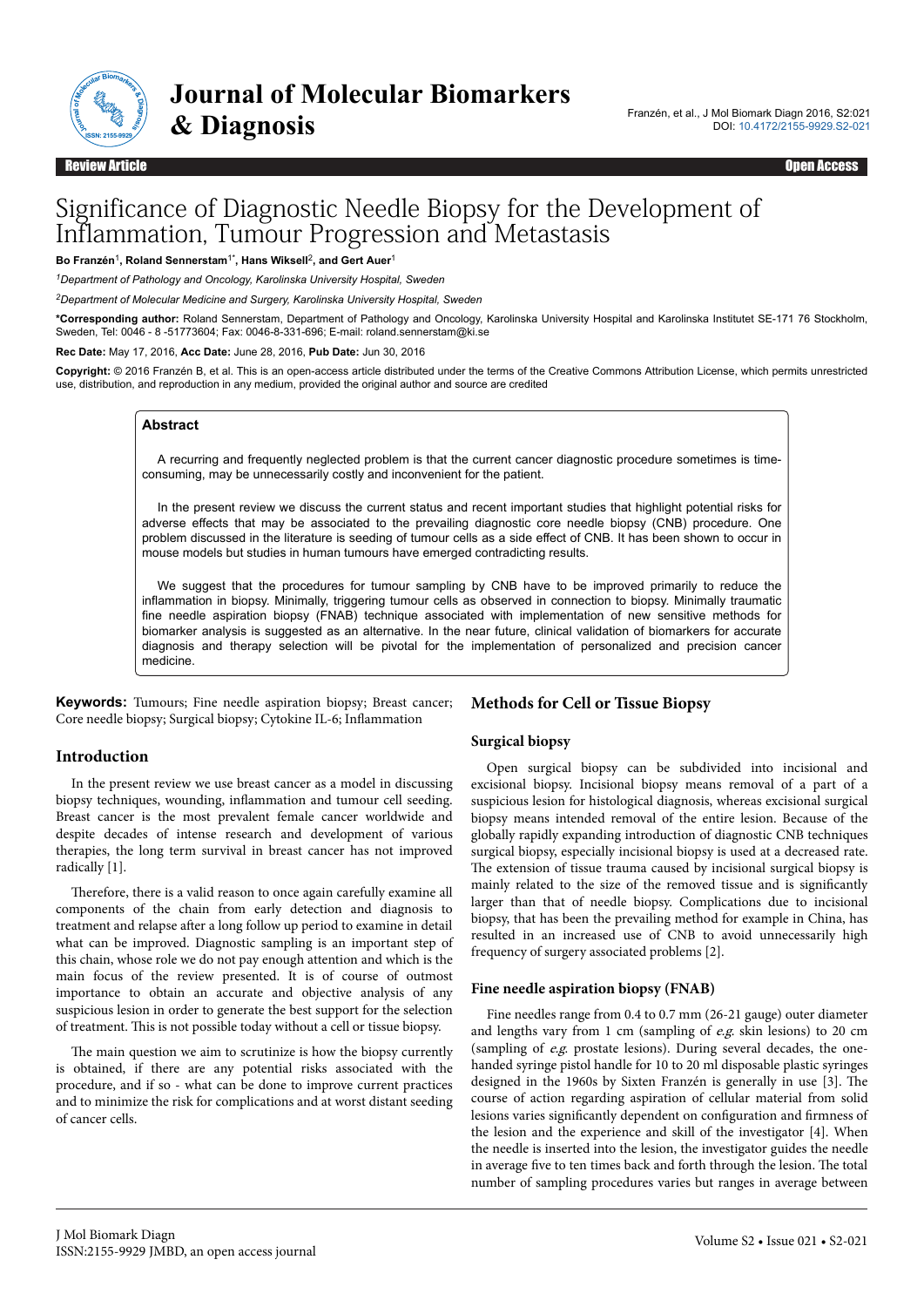# Journal of Molecular Biomarkers & Diagnosis

Franzén, et al., J Mol Biomark Diagn 2016, S2:021
DOI: 10.4172/2155-9929.S2-021

Review Article | Open Access

# Significance of Diagnostic Needle Biopsy for the Development of Inflammation, Tumour Progression and Metastasis

**Bo Franzén**[1], **Roland Sennerstam**[1*], **Hans Wiksell**[2], **and Gert Auer**[1]

[1]*Department of Pathology and Oncology, Karolinska University Hospital, Sweden*

[2]*Department of Molecular Medicine and Surgery, Karolinska University Hospital, Sweden*

**\*Corresponding author:** Roland Sennerstam, Department of Pathology and Oncology, Karolinska University Hospital and Karolinska Institutet SE-171 76 Stockholm, Sweden, Tel: 0046 - 8 -51773604; Fax: 0046-8-331-696; E-mail: roland.sennerstam@ki.se

**Rec Date:** May 17, 2016, **Acc Date:** June 28, 2016, **Pub Date:** Jun 30, 2016

**Copyright:** © 2016 Franzén B, et al. This is an open-access article distributed under the terms of the Creative Commons Attribution License, which permits unrestricted use, distribution, and reproduction in any medium, provided the original author and source are credited

## Abstract

A recurring and frequently neglected problem is that the current cancer diagnostic procedure sometimes is time-consuming, may be unnecessarily costly and inconvenient for the patient.

In the present review we discuss the current status and recent important studies that highlight potential risks for adverse effects that may be associated to the prevailing diagnostic core needle biopsy (CNB) procedure. One problem discussed in the literature is seeding of tumour cells as a side effect of CNB. It has been shown to occur in mouse models but studies in human tumours have emerged contradicting results.

We suggest that the procedures for tumour sampling by CNB have to be improved primarily to reduce the inflammation in biopsy. Minimally, triggering tumour cells as observed in connection to biopsy. Minimally traumatic fine needle aspiration biopsy (FNAB) technique associated with implementation of new sensitive methods for biomarker analysis is suggested as an alternative. In the near future, clinical validation of biomarkers for accurate diagnosis and therapy selection will be pivotal for the implementation of personalized and precision cancer medicine.

**Keywords:** Tumours; Fine needle aspiration biopsy; Breast cancer; Core needle biopsy; Surgical biopsy; Cytokine IL-6; Inflammation

## Introduction

In the present review we use breast cancer as a model in discussing biopsy techniques, wounding, inflammation and tumour cell seeding. Breast cancer is the most prevalent female cancer worldwide and despite decades of intense research and development of various therapies, the long term survival in breast cancer has not improved radically [1].

Therefore, there is a valid reason to once again carefully examine all components of the chain from early detection and diagnosis to treatment and relapse after a long follow up period to examine in detail what can be improved. Diagnostic sampling is an important step of this chain, whose role we do not pay enough attention and which is the main focus of the review presented. It is of course of outmost importance to obtain an accurate and objective analysis of any suspicious lesion in order to generate the best support for the selection of treatment. This is not possible today without a cell or tissue biopsy.

The main question we aim to scrutinize is how the biopsy currently is obtained, if there are any potential risks associated with the procedure, and if so - what can be done to improve current practices and to minimize the risk for complications and at worst distant seeding of cancer cells.

## Methods for Cell or Tissue Biopsy

### Surgical biopsy

Open surgical biopsy can be subdivided into incisional and excisional biopsy. Incisional biopsy means removal of a part of a suspicious lesion for histological diagnosis, whereas excisional surgical biopsy means intended removal of the entire lesion. Because of the globally rapidly expanding introduction of diagnostic CNB techniques surgical biopsy, especially incisional biopsy is used at a decreased rate. The extension of tissue trauma caused by incisional surgical biopsy is mainly related to the size of the removed tissue and is significantly larger than that of needle biopsy. Complications due to incisional biopsy, that has been the prevailing method for example in China, has resulted in an increased use of CNB to avoid unnecessarily high frequency of surgery associated problems [2].

### Fine needle aspiration biopsy (FNAB)

Fine needles range from 0.4 to 0.7 mm (26-21 gauge) outer diameter and lengths vary from 1 cm (sampling of *e.g.* skin lesions) to 20 cm (sampling of *e.g.* prostate lesions). During several decades, the one-handed syringe pistol handle for 10 to 20 ml disposable plastic syringes designed in the 1960s by Sixten Franzén is generally in use [3]. The course of action regarding aspiration of cellular material from solid lesions varies significantly dependent on configuration and firmness of the lesion and the experience and skill of the investigator [4]. When the needle is inserted into the lesion, the investigator guides the needle in average five to ten times back and forth through the lesion. The total number of sampling procedures varies but ranges in average between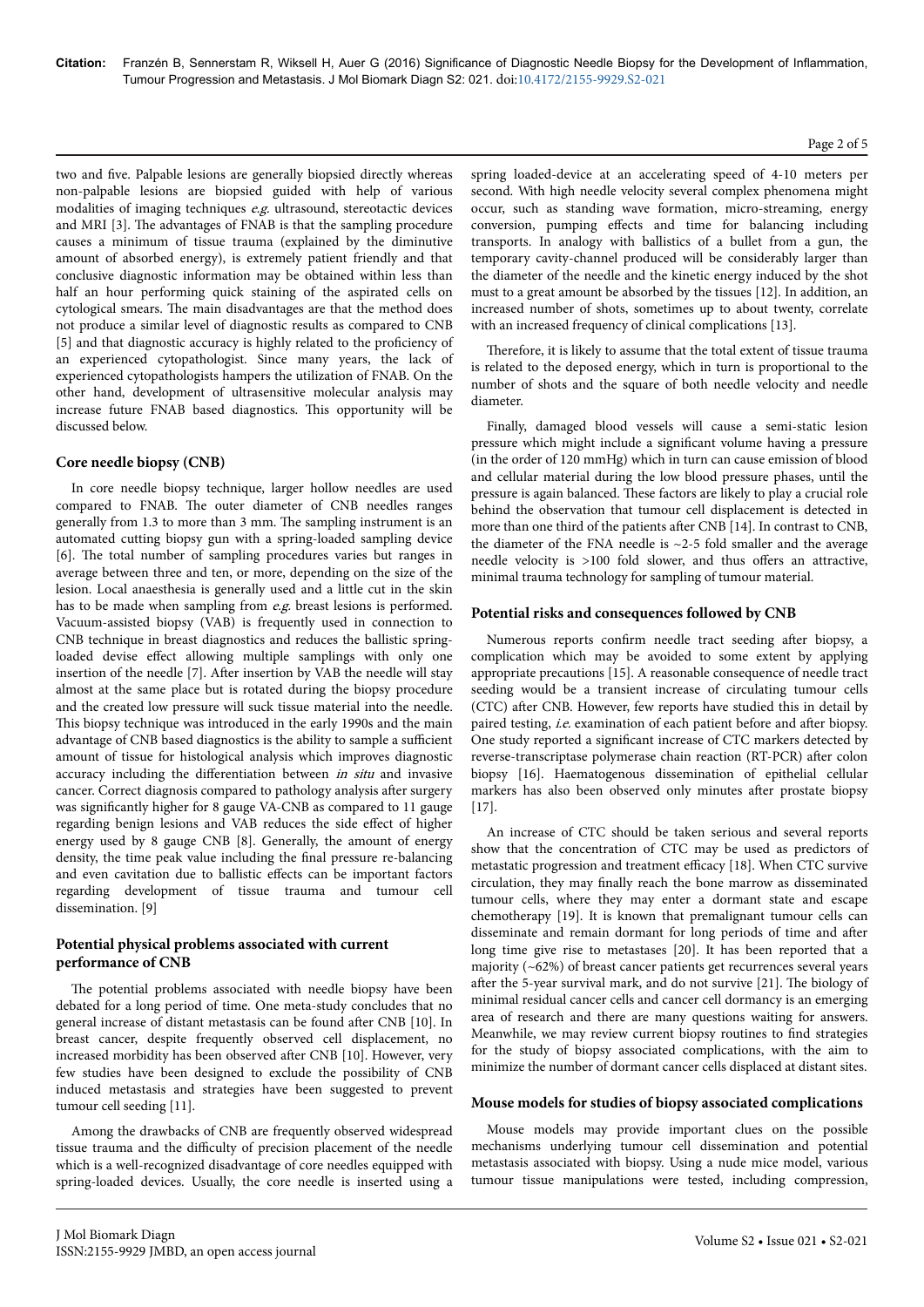two and five. Palpable lesions are generally biopsied directly whereas non-palpable lesions are biopsied guided with help of various modalities of imaging techniques *e.g.* ultrasound, stereotactic devices and MRI [3]. The advantages of FNAB is that the sampling procedure causes a minimum of tissue trauma (explained by the diminutive amount of absorbed energy), is extremely patient friendly and that conclusive diagnostic information may be obtained within less than half an hour performing quick staining of the aspirated cells on cytological smears. The main disadvantages are that the method does not produce a similar level of diagnostic results as compared to CNB [5] and that diagnostic accuracy is highly related to the proficiency of an experienced cytopathologist. Since many years, the lack of experienced cytopathologists hampers the utilization of FNAB. On the other hand, development of ultrasensitive molecular analysis may increase future FNAB based diagnostics. This opportunity will be discussed below.

## Core needle biopsy (CNB)

In core needle biopsy technique, larger hollow needles are used compared to FNAB. The outer diameter of CNB needles ranges generally from 1.3 to more than 3 mm. The sampling instrument is an automated cutting biopsy gun with a spring-loaded sampling device [6]. The total number of sampling procedures varies but ranges in average between three and ten, or more, depending on the size of the lesion. Local anaesthesia is generally used and a little cut in the skin has to be made when sampling from *e.g.* breast lesions is performed. Vacuum-assisted biopsy (VAB) is frequently used in connection to CNB technique in breast diagnostics and reduces the ballistic spring-loaded devise effect allowing multiple samplings with only one insertion of the needle [7]. After insertion by VAB the needle will stay almost at the same place but is rotated during the biopsy procedure and the created low pressure will suck tissue material into the needle. This biopsy technique was introduced in the early 1990s and the main advantage of CNB based diagnostics is the ability to sample a sufficient amount of tissue for histological analysis which improves diagnostic accuracy including the differentiation between *in situ* and invasive cancer. Correct diagnosis compared to pathology analysis after surgery was significantly higher for 8 gauge VA-CNB as compared to 11 gauge regarding benign lesions and VAB reduces the side effect of higher energy used by 8 gauge CNB [8]. Generally, the amount of energy density, the time peak value including the final pressure re-balancing and even cavitation due to ballistic effects can be important factors regarding development of tissue trauma and tumour cell dissemination. [9]

## Potential physical problems associated with current performance of CNB

The potential problems associated with needle biopsy have been debated for a long period of time. One meta-study concludes that no general increase of distant metastasis can be found after CNB [10]. In breast cancer, despite frequently observed cell displacement, no increased morbidity has been observed after CNB [10]. However, very few studies have been designed to exclude the possibility of CNB induced metastasis and strategies have been suggested to prevent tumour cell seeding [11].

Among the drawbacks of CNB are frequently observed widespread tissue trauma and the difficulty of precision placement of the needle which is a well-recognized disadvantage of core needles equipped with spring-loaded devices. Usually, the core needle is inserted using a spring loaded-device at an accelerating speed of 4-10 meters per second. With high needle velocity several complex phenomena might occur, such as standing wave formation, micro-streaming, energy conversion, pumping effects and time for balancing including transports. In analogy with ballistics of a bullet from a gun, the temporary cavity-channel produced will be considerably larger than the diameter of the needle and the kinetic energy induced by the shot must to a great amount be absorbed by the tissues [12]. In addition, an increased number of shots, sometimes up to about twenty, correlate with an increased frequency of clinical complications [13].

Therefore, it is likely to assume that the total extent of tissue trauma is related to the deposed energy, which in turn is proportional to the number of shots and the square of both needle velocity and needle diameter.

Finally, damaged blood vessels will cause a semi-static lesion pressure which might include a significant volume having a pressure (in the order of 120 mmHg) which in turn can cause emission of blood and cellular material during the low blood pressure phases, until the pressure is again balanced. These factors are likely to play a crucial role behind the observation that tumour cell displacement is detected in more than one third of the patients after CNB [14]. In contrast to CNB, the diameter of the FNA needle is ~2-5 fold smaller and the average needle velocity is >100 fold slower, and thus offers an attractive, minimal trauma technology for sampling of tumour material.

## Potential risks and consequences followed by CNB

Numerous reports confirm needle tract seeding after biopsy, a complication which may be avoided to some extent by applying appropriate precautions [15]. A reasonable consequence of needle tract seeding would be a transient increase of circulating tumour cells (CTC) after CNB. However, few reports have studied this in detail by paired testing, *i.e.* examination of each patient before and after biopsy. One study reported a significant increase of CTC markers detected by reverse-transcriptase polymerase chain reaction (RT-PCR) after colon biopsy [16]. Haematogenous dissemination of epithelial cellular markers has also been observed only minutes after prostate biopsy [17].

An increase of CTC should be taken serious and several reports show that the concentration of CTC may be used as predictors of metastatic progression and treatment efficacy [18]. When CTC survive circulation, they may finally reach the bone marrow as disseminated tumour cells, where they may enter a dormant state and escape chemotherapy [19]. It is known that premalignant tumour cells can disseminate and remain dormant for long periods of time and after long time give rise to metastases [20]. It has been reported that a majority (~62%) of breast cancer patients get recurrences several years after the 5-year survival mark, and do not survive [21]. The biology of minimal residual cancer cells and cancer cell dormancy is an emerging area of research and there are many questions waiting for answers. Meanwhile, we may review current biopsy routines to find strategies for the study of biopsy associated complications, with the aim to minimize the number of dormant cancer cells displaced at distant sites.

## Mouse models for studies of biopsy associated complications

Mouse models may provide important clues on the possible mechanisms underlying tumour cell dissemination and potential metastasis associated with biopsy. Using a nude mice model, various tumour tissue manipulations were tested, including compression,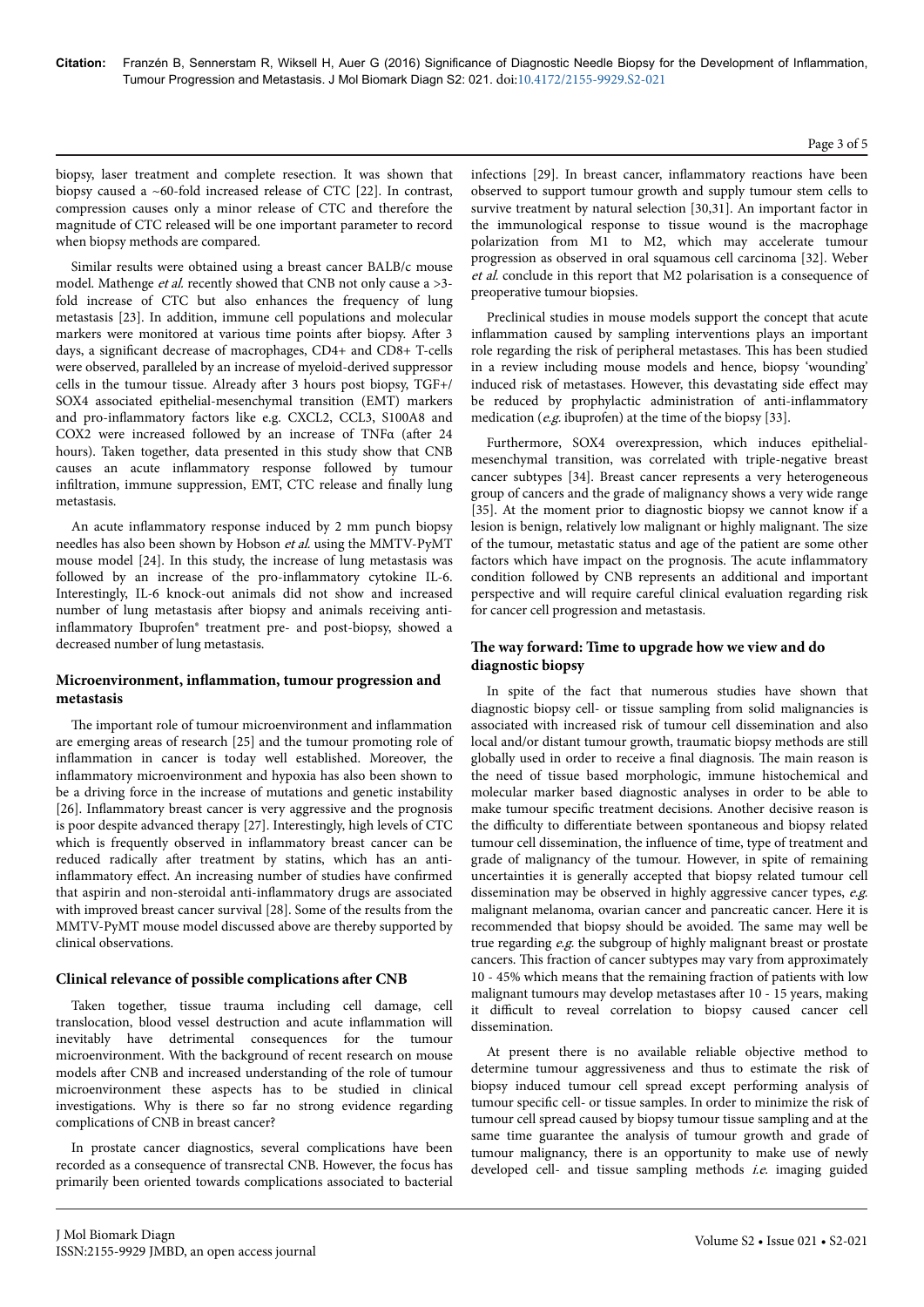biopsy, laser treatment and complete resection. It was shown that biopsy caused a ~60-fold increased release of CTC [22]. In contrast, compression causes only a minor release of CTC and therefore the magnitude of CTC released will be one important parameter to record when biopsy methods are compared.

Similar results were obtained using a breast cancer BALB/c mouse model. Mathenge *et al.* recently showed that CNB not only cause a >3-fold increase of CTC but also enhances the frequency of lung metastasis [23]. In addition, immune cell populations and molecular markers were monitored at various time points after biopsy. After 3 days, a significant decrease of macrophages, CD4+ and CD8+ T-cells were observed, paralleled by an increase of myeloid-derived suppressor cells in the tumour tissue. Already after 3 hours post biopsy, TGF+/SOX4 associated epithelial-mesenchymal transition (EMT) markers and pro-inflammatory factors like e.g. CXCL2, CCL3, S100A8 and COX2 were increased followed by an increase of TNFα (after 24 hours). Taken together, data presented in this study show that CNB causes an acute inflammatory response followed by tumour infiltration, immune suppression, EMT, CTC release and finally lung metastasis.

An acute inflammatory response induced by 2 mm punch biopsy needles has also been shown by Hobson *et al.* using the MMTV-PyMT mouse model [24]. In this study, the increase of lung metastasis was followed by an increase of the pro-inflammatory cytokine IL-6. Interestingly, IL-6 knock-out animals did not show and increased number of lung metastasis after biopsy and animals receiving anti-inflammatory Ibuprofen® treatment pre- and post-biopsy, showed a decreased number of lung metastasis.

## Microenvironment, inflammation, tumour progression and metastasis

The important role of tumour microenvironment and inflammation are emerging areas of research [25] and the tumour promoting role of inflammation in cancer is today well established. Moreover, the inflammatory microenvironment and hypoxia has also been shown to be a driving force in the increase of mutations and genetic instability [26]. Inflammatory breast cancer is very aggressive and the prognosis is poor despite advanced therapy [27]. Interestingly, high levels of CTC which is frequently observed in inflammatory breast cancer can be reduced radically after treatment by statins, which has an anti-inflammatory effect. An increasing number of studies have confirmed that aspirin and non-steroidal anti-inflammatory drugs are associated with improved breast cancer survival [28]. Some of the results from the MMTV-PyMT mouse model discussed above are thereby supported by clinical observations.

## Clinical relevance of possible complications after CNB

Taken together, tissue trauma including cell damage, cell translocation, blood vessel destruction and acute inflammation will inevitably have detrimental consequences for the tumour microenvironment. With the background of recent research on mouse models after CNB and increased understanding of the role of tumour microenvironment these aspects has to be studied in clinical investigations. Why is there so far no strong evidence regarding complications of CNB in breast cancer?

In prostate cancer diagnostics, several complications have been recorded as a consequence of transrectal CNB. However, the focus has primarily been oriented towards complications associated to bacterial infections [29]. In breast cancer, inflammatory reactions have been observed to support tumour growth and supply tumour stem cells to survive treatment by natural selection [30,31]. An important factor in the immunological response to tissue wound is the macrophage polarization from M1 to M2, which may accelerate tumour progression as observed in oral squamous cell carcinoma [32]. Weber *et al.* conclude in this report that M2 polarisation is a consequence of preoperative tumour biopsies.

Preclinical studies in mouse models support the concept that acute inflammation caused by sampling interventions plays an important role regarding the risk of peripheral metastases. This has been studied in a review including mouse models and hence, biopsy 'wounding' induced risk of metastases. However, this devastating side effect may be reduced by prophylactic administration of anti-inflammatory medication (*e.g.* ibuprofen) at the time of the biopsy [33].

Furthermore, SOX4 overexpression, which induces epithelial-mesenchymal transition, was correlated with triple-negative breast cancer subtypes [34]. Breast cancer represents a very heterogeneous group of cancers and the grade of malignancy shows a very wide range [35]. At the moment prior to diagnostic biopsy we cannot know if a lesion is benign, relatively low malignant or highly malignant. The size of the tumour, metastatic status and age of the patient are some other factors which have impact on the prognosis. The acute inflammatory condition followed by CNB represents an additional and important perspective and will require careful clinical evaluation regarding risk for cancer cell progression and metastasis.

## The way forward: Time to upgrade how we view and do diagnostic biopsy

In spite of the fact that numerous studies have shown that diagnostic biopsy cell- or tissue sampling from solid malignancies is associated with increased risk of tumour cell dissemination and also local and/or distant tumour growth, traumatic biopsy methods are still globally used in order to receive a final diagnosis. The main reason is the need of tissue based morphologic, immune histochemical and molecular marker based diagnostic analyses in order to be able to make tumour specific treatment decisions. Another decisive reason is the difficulty to differentiate between spontaneous and biopsy related tumour cell dissemination, the influence of time, type of treatment and grade of malignancy of the tumour. However, in spite of remaining uncertainties it is generally accepted that biopsy related tumour cell dissemination may be observed in highly aggressive cancer types, *e.g.* malignant melanoma, ovarian cancer and pancreatic cancer. Here it is recommended that biopsy should be avoided. The same may well be true regarding *e.g.* the subgroup of highly malignant breast or prostate cancers. This fraction of cancer subtypes may vary from approximately 10 - 45% which means that the remaining fraction of patients with low malignant tumours may develop metastases after 10 - 15 years, making it difficult to reveal correlation to biopsy caused cancer cell dissemination.

At present there is no available reliable objective method to determine tumour aggressiveness and thus to estimate the risk of biopsy induced tumour cell spread except performing analysis of tumour specific cell- or tissue samples. In order to minimize the risk of tumour cell spread caused by biopsy tumour tissue sampling and at the same time guarantee the analysis of tumour growth and grade of tumour malignancy, there is an opportunity to make use of newly developed cell- and tissue sampling methods *i.e.* imaging guided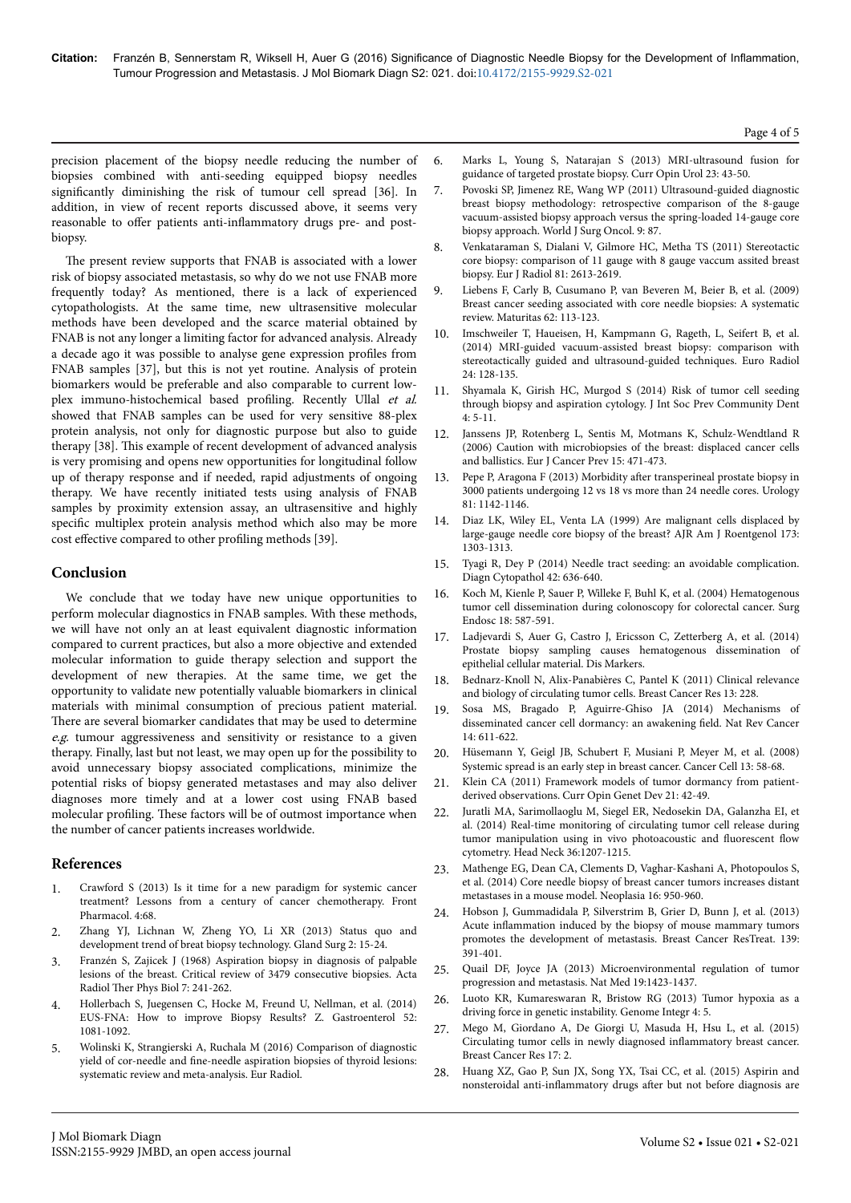precision placement of the biopsy needle reducing the number of biopsies combined with anti-seeding equipped biopsy needles significantly diminishing the risk of tumour cell spread [36]. In addition, in view of recent reports discussed above, it seems very reasonable to offer patients anti-inflammatory drugs pre- and post-biopsy.

The present review supports that FNAB is associated with a lower risk of biopsy associated metastasis, so why do we not use FNAB more frequently today? As mentioned, there is a lack of experienced cytopathologists. At the same time, new ultrasensitive molecular methods have been developed and the scarce material obtained by FNAB is not any longer a limiting factor for advanced analysis. Already a decade ago it was possible to analyse gene expression profiles from FNAB samples [37], but this is not yet routine. Analysis of protein biomarkers would be preferable and also comparable to current low-plex immuno-histochemical based profiling. Recently Ullal *et al.* showed that FNAB samples can be used for very sensitive 88-plex protein analysis, not only for diagnostic purpose but also to guide therapy [38]. This example of recent development of advanced analysis is very promising and opens new opportunities for longitudinal follow up of therapy response and if needed, rapid adjustments of ongoing therapy. We have recently initiated tests using analysis of FNAB samples by proximity extension assay, an ultrasensitive and highly specific multiplex protein analysis method which also may be more cost effective compared to other profiling methods [39].

## Conclusion

We conclude that we today have new unique opportunities to perform molecular diagnostics in FNAB samples. With these methods, we will have not only an at least equivalent diagnostic information compared to current practices, but also a more objective and extended molecular information to guide therapy selection and support the development of new therapies. At the same time, we get the opportunity to validate new potentially valuable biomarkers in clinical materials with minimal consumption of precious patient material. There are several biomarker candidates that may be used to determine *e.g.* tumour aggressiveness and sensitivity or resistance to a given therapy. Finally, last but not least, we may open up for the possibility to avoid unnecessary biopsy associated complications, minimize the potential risks of biopsy generated metastases and may also deliver diagnoses more timely and at a lower cost using FNAB based molecular profiling. These factors will be of outmost importance when the number of cancer patients increases worldwide.

## References

1. Crawford S (2013) Is it time for a new paradigm for systemic cancer treatment? Lessons from a century of cancer chemotherapy. Front Pharmacol. 4:68.
2. Zhang YJ, Lichnan W, Zheng YO, Li XR (2013) Status quo and development trend of breat biopsy technology. Gland Surg 2: 15-24.
3. Franzén S, Zajicek J (1968) Aspiration biopsy in diagnosis of palpable lesions of the breast. Critical review of 3479 consecutive biopsies. Acta Radiol Ther Phys Biol 7: 241-262.
4. Hollerbach S, Juegensen C, Hocke M, Freund U, Nellman, et al. (2014) EUS-FNA: How to improve Biopsy Results? Z. Gastroenterol 52: 1081-1092.
5. Wolinski K, Strangierski A, Ruchala M (2016) Comparison of diagnostic yield of cor-needle and fine-needle aspiration biopsies of thyroid lesions: systematic review and meta-analysis. Eur Radiol.
6. Marks L, Young S, Natarajan S (2013) MRI-ultrasound fusion for guidance of targeted prostate biopsy. Curr Opin Urol 23: 43-50.
7. Povoski SP, Jimenez RE, Wang WP (2011) Ultrasound-guided diagnostic breast biopsy methodology: retrospective comparison of the 8-gauge vacuum-assisted biopsy approach versus the spring-loaded 14-gauge core biopsy approach. World J Surg Oncol. 9: 87.
8. Venkataraman S, Dialani V, Gilmore HC, Metha TS (2011) Stereotactic core biopsy: comparison of 11 gauge with 8 gauge vaccum assited breast biopsy. Eur J Radiol 81: 2613-2619.
9. Liebens F, Carly B, Cusumano P, van Beveren M, Beier B, et al. (2009) Breast cancer seeding associated with core needle biopsies: A systematic review. Maturitas 62: 113-123.
10. Imschweiler T, Haueisen, H, Kampmann G, Rageth, L, Seifert B, et al. (2014) MRI-guided vacuum-assisted breast biopsy: comparison with stereotactically guided and ultrasound-guided techniques. Euro Radiol 24: 128-135.
11. Shyamala K, Girish HC, Murgod S (2014) Risk of tumor cell seeding through biopsy and aspiration cytology. J Int Soc Prev Community Dent 4: 5-11.
12. Janssens JP, Rotenberg L, Sentis M, Motmans K, Schulz-Wendtland R (2006) Caution with microbiopsies of the breast: displaced cancer cells and ballistics. Eur J Cancer Prev 15: 471-473.
13. Pepe P, Aragona F (2013) Morbidity after transperineal prostate biopsy in 3000 patients undergoing 12 vs 18 vs more than 24 needle cores. Urology 81: 1142-1146.
14. Diaz LK, Wiley EL, Venta LA (1999) Are malignant cells displaced by large-gauge needle core biopsy of the breast? AJR Am J Roentgenol 173: 1303-1313.
15. Tyagi R, Dey P (2014) Needle tract seeding: an avoidable complication. Diagn Cytopathol 42: 636-640.
16. Koch M, Kienle P, Sauer P, Willeke F, Buhl K, et al. (2004) Hematogenous tumor cell dissemination during colonoscopy for colorectal cancer. Surg Endosc 18: 587-591.
17. Ladjevardi S, Auer G, Castro J, Ericsson C, Zetterberg A, et al. (2014) Prostate biopsy sampling causes hematogenous dissemination of epithelial cellular material. Dis Markers.
18. Bednarz-Knoll N, Alix-Panabières C, Pantel K (2011) Clinical relevance and biology of circulating tumor cells. Breast Cancer Res 13: 228.
19. Sosa MS, Bragado P, Aguirre-Ghiso JA (2014) Mechanisms of disseminated cancer cell dormancy: an awakening field. Nat Rev Cancer 14: 611-622.
20. Hüsemann Y, Geigl JB, Schubert F, Musiani P, Meyer M, et al. (2008) Systemic spread is an early step in breast cancer. Cancer Cell 13: 58-68.
21. Klein CA (2011) Framework models of tumor dormancy from patient-derived observations. Curr Opin Genet Dev 21: 42-49.
22. Juratli MA, Sarimollaoglu M, Siegel ER, Nedosekin DA, Galanzha EI, et al. (2014) Real-time monitoring of circulating tumor cell release during tumor manipulation using in vivo photoacoustic and fluorescent flow cytometry. Head Neck 36:1207-1215.
23. Mathenge EG, Dean CA, Clements D, Vaghar-Kashani A, Photopoulos S, et al. (2014) Core needle biopsy of breast cancer tumors increases distant metastases in a mouse model. Neoplasia 16: 950-960.
24. Hobson J, Gummadidala P, Silverstrim B, Grier D, Bunn J, et al. (2013) Acute inflammation induced by the biopsy of mouse mammary tumors promotes the development of metastasis. Breast Cancer ResTreat. 139: 391-401.
25. Quail DF, Joyce JA (2013) Microenvironmental regulation of tumor progression and metastasis. Nat Med 19:1423-1437.
26. Luoto KR, Kumareswaran R, Bristow RG (2013) Tumor hypoxia as a driving force in genetic instability. Genome Integr 4: 5.
27. Mego M, Giordano A, De Giorgi U, Masuda H, Hsu L, et al. (2015) Circulating tumor cells in newly diagnosed inflammatory breast cancer. Breast Cancer Res 17: 2.
28. Huang XZ, Gao P, Sun JX, Song YX, Tsai CC, et al. (2015) Aspirin and nonsteroidal anti-inflammatory drugs after but not before diagnosis are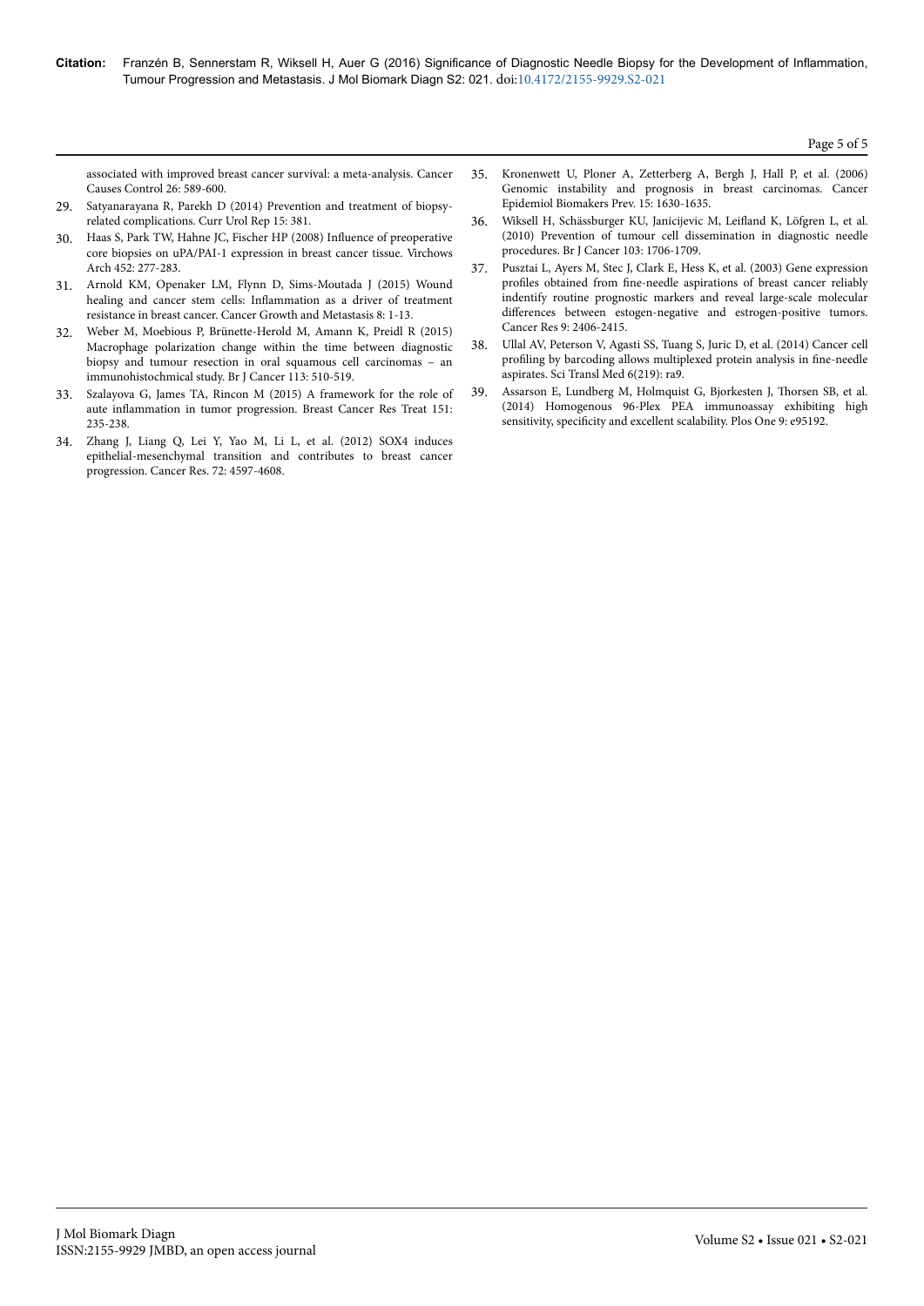associated with improved breast cancer survival: a meta-analysis. Cancer Causes Control 26: 589-600.

29. Satyanarayana R, Parekh D (2014) Prevention and treatment of biopsy-related complications. Curr Urol Rep 15: 381.
30. Haas S, Park TW, Hahne JC, Fischer HP (2008) Influence of preoperative core biopsies on uPA/PAI-1 expression in breast cancer tissue. Virchows Arch 452: 277-283.
31. Arnold KM, Openaker LM, Flynn D, Sims-Moutada J (2015) Wound healing and cancer stem cells: Inflammation as a driver of treatment resistance in breast cancer. Cancer Growth and Metastasis 8: 1-13.
32. Weber M, Moebious P, Brünette-Herold M, Amann K, Preidl R (2015) Macrophage polarization change within the time between diagnostic biopsy and tumour resection in oral squamous cell carcinomas – an immunohistochmical study. Br J Cancer 113: 510-519.
33. Szalayova G, James TA, Rincon M (2015) A framework for the role of aute inflammation in tumor progression. Breast Cancer Res Treat 151: 235-238.
34. Zhang J, Liang Q, Lei Y, Yao M, Li L, et al. (2012) SOX4 induces epithelial-mesenchymal transition and contributes to breast cancer progression. Cancer Res. 72: 4597-4608.
35. Kronenwett U, Ploner A, Zetterberg A, Bergh J, Hall P, et al. (2006) Genomic instability and prognosis in breast carcinomas. Cancer Epidemiol Biomakers Prev. 15: 1630-1635.
36. Wiksell H, Schässburger KU, Janicijevic M, Leifland K, Löfgren L, et al. (2010) Prevention of tumour cell dissemination in diagnostic needle procedures. Br J Cancer 103: 1706-1709.
37. Pusztai L, Ayers M, Stec J, Clark E, Hess K, et al. (2003) Gene expression profiles obtained from fine-needle aspirations of breast cancer reliably indentify routine prognostic markers and reveal large-scale molecular differences between estogen-negative and estrogen-positive tumors. Cancer Res 9: 2406-2415.
38. Ullal AV, Peterson V, Agasti SS, Tuang S, Juric D, et al. (2014) Cancer cell profiling by barcoding allows multiplexed protein analysis in fine-needle aspirates. Sci Transl Med 6(219): ra9.
39. Assarson E, Lundberg M, Holmquist G, Bjorkesten J, Thorsen SB, et al. (2014) Homogenous 96-Plex PEA immunoassay exhibiting high sensitivity, specificity and excellent scalability. Plos One 9: e95192.